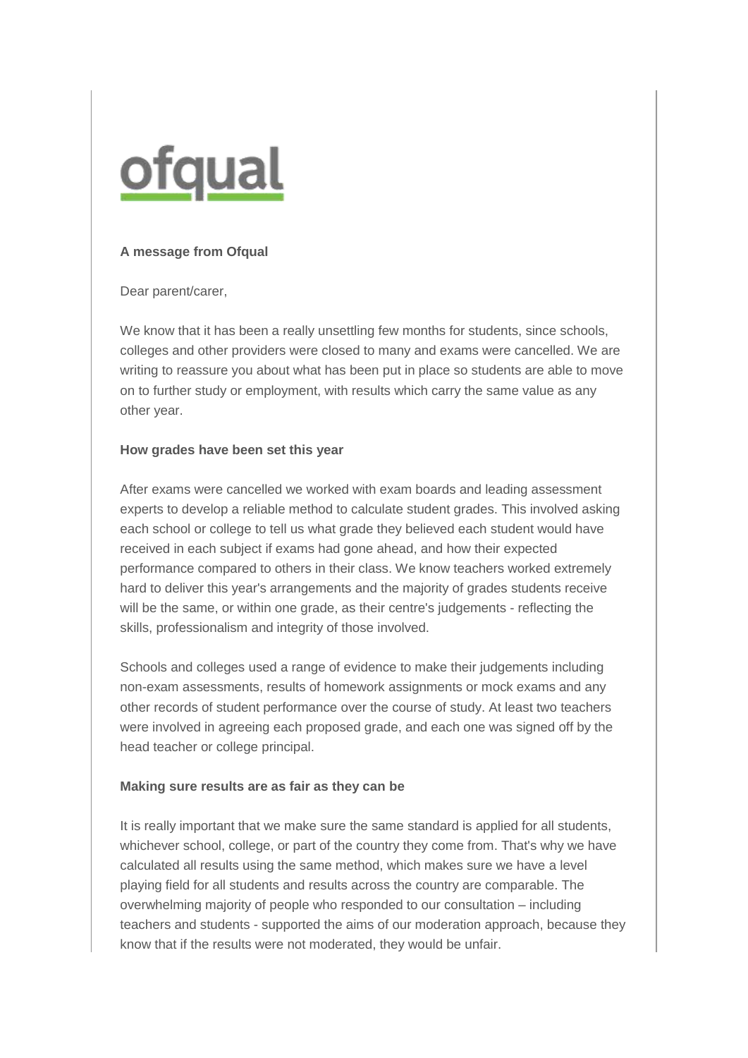ofqual

**A message from Ofqual**

Dear parent/carer,

We know that it has been a really unsettling few months for students, since schools, colleges and other providers were closed to many and exams were cancelled. We are writing to reassure you about what has been put in place so students are able to move on to further study or employment, with results which carry the same value as any other year.

**How grades have been set this year**

After exams were cancelled we worked with exam boards and leading assessment experts to develop a reliable method to calculate student grades. This involved asking each school or college to tell us what grade they believed each student would have received in each subject if exams had gone ahead, and how their expected performance compared to others in their class. We know teachers worked extremely hard to deliver this year's arrangements and the majority of grades students receive will be the same, or within one grade, as their centre's judgements - reflecting the skills, professionalism and integrity of those involved.

Schools and colleges used a range of evidence to make their judgements including non-exam assessments, results of homework assignments or mock exams and any other records of student performance over the course of study. At least two teachers were involved in agreeing each proposed grade, and each one was signed off by the head teacher or college principal.

**Making sure results are as fair as they can be**

It is really important that we make sure the same standard is applied for all students, whichever school, college, or part of the country they come from. That's why we have calculated all results using the same method, which makes sure we have a level playing field for all students and results across the country are comparable. The overwhelming majority of people who responded to our consultation – including teachers and students - supported the aims of our moderation approach, because they know that if the results were not moderated, they would be unfair.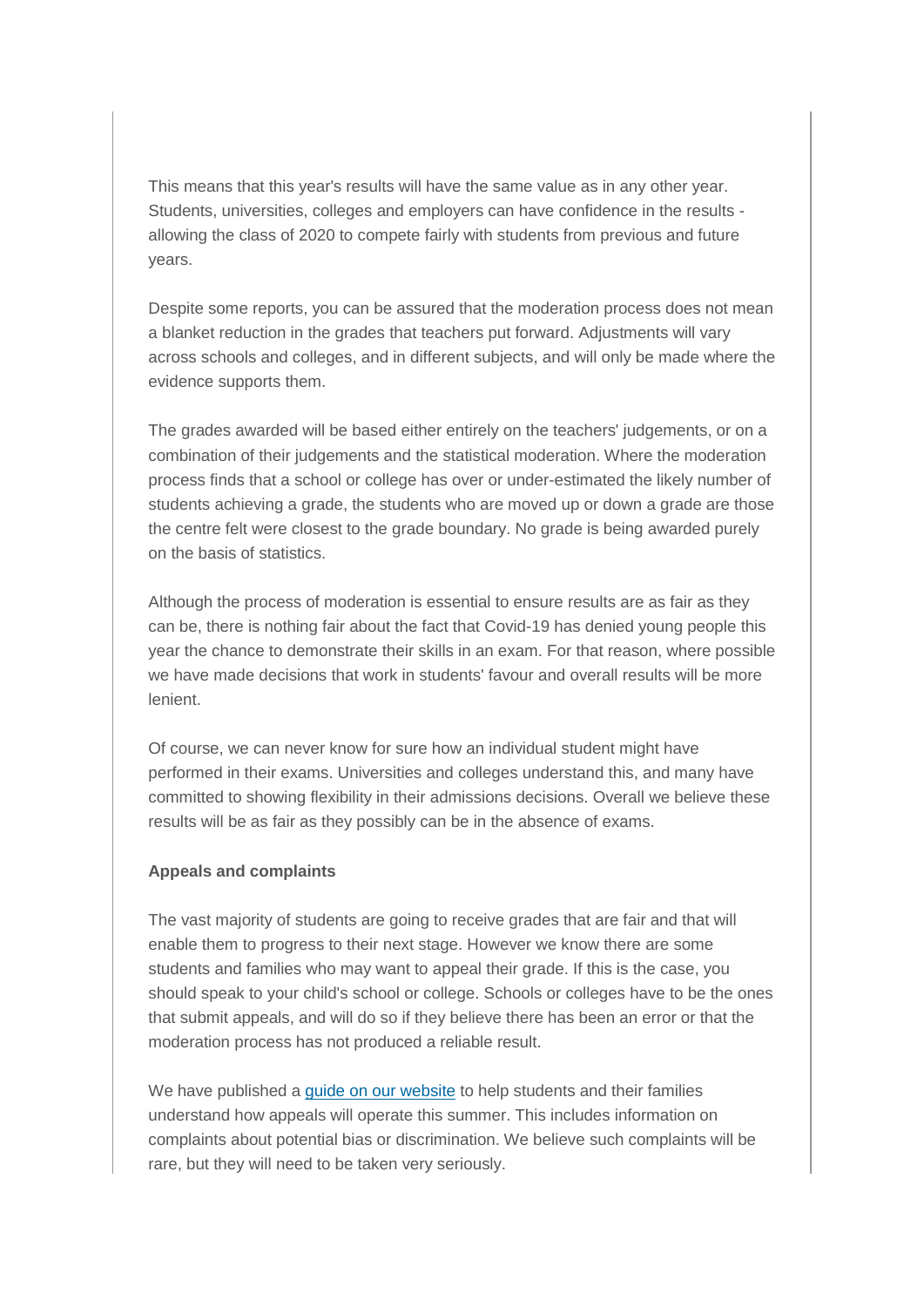This means that this year's results will have the same value as in any other year. Students, universities, colleges and employers can have confidence in the results - allowing the class of 2020 to compete fairly with students from previous and future years.

Despite some reports, you can be assured that the moderation process does not mean a blanket reduction in the grades that teachers put forward. Adjustments will vary across schools and colleges, and in different subjects, and will only be made where the evidence supports them.

The grades awarded will be based either entirely on the teachers' judgements, or on a combination of their judgements and the statistical moderation. Where the moderation process finds that a school or college has over or under-estimated the likely number of students achieving a grade, the students who are moved up or down a grade are those the centre felt were closest to the grade boundary. No grade is being awarded purely on the basis of statistics.

Although the process of moderation is essential to ensure results are as fair as they can be, there is nothing fair about the fact that Covid-19 has denied young people this year the chance to demonstrate their skills in an exam. For that reason, where possible we have made decisions that work in students' favour and overall results will be more lenient.

Of course, we can never know for sure how an individual student might have performed in their exams. Universities and colleges understand this, and many have committed to showing flexibility in their admissions decisions. Overall we believe these results will be as fair as they possibly can be in the absence of exams.

**Appeals and complaints**

The vast majority of students are going to receive grades that are fair and that will enable them to progress to their next stage. However we know there are some students and families who may want to appeal their grade. If this is the case, you should speak to your child's school or college. Schools or colleges have to be the ones that submit appeals, and will do so if they believe there has been an error or that the moderation process has not produced a reliable result.

We have published a guide on our website to help students and their families understand how appeals will operate this summer. This includes information on complaints about potential bias or discrimination. We believe such complaints will be rare, but they will need to be taken very seriously.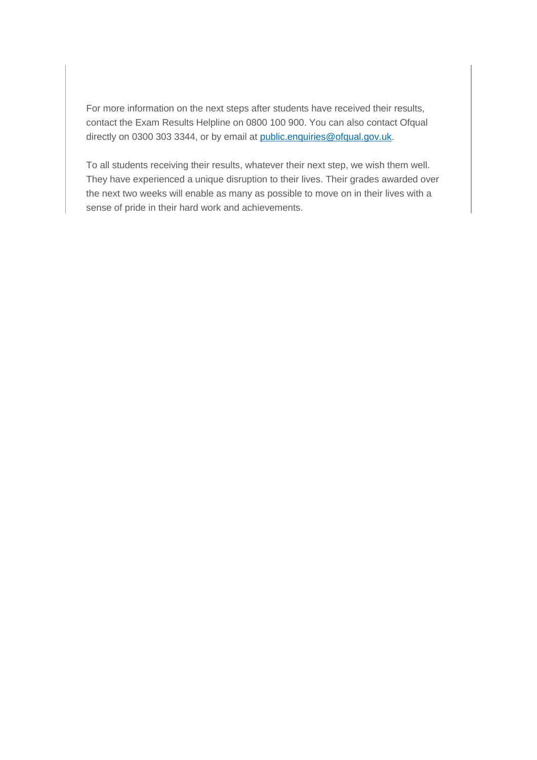For more information on the next steps after students have received their results, contact the Exam Results Helpline on 0800 100 900. You can also contact Ofqual directly on 0300 303 3344, or by email at [public.enquiries@ofqual.gov.uk](mailto:public.enquiries@ofqual.gov.uk).

To all students receiving their results, whatever their next step, we wish them well. They have experienced a unique disruption to their lives. Their grades awarded over the next two weeks will enable as many as possible to move on in their lives with a sense of pride in their hard work and achievements.